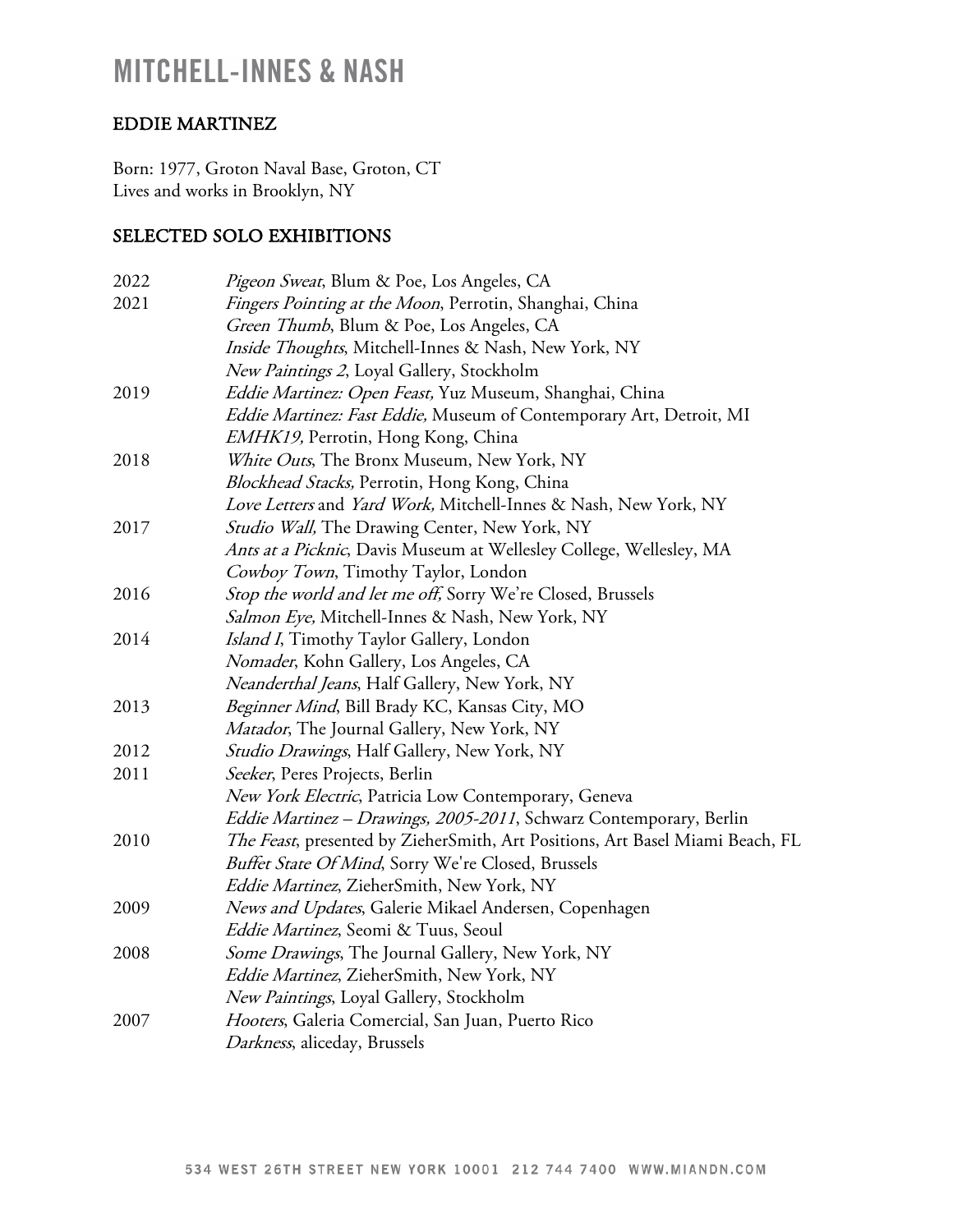# MITCHELL-INNES & NASH

## EDDIE MARTINEZ

Born: 1977, Groton Naval Base, Groton, CT
Lives and works in Brooklyn, NY

## SELECTED SOLO EXHIBITIONS

| | |
|---|---|
| 2022 | *Pigeon Sweat*, Blum & Poe, Los Angeles, CA |
| 2021 | *Fingers Pointing at the Moon*, Perrotin, Shanghai, China |
| | *Green Thumb*, Blum & Poe, Los Angeles, CA |
| | *Inside Thoughts*, Mitchell-Innes & Nash, New York, NY |
| | *New Paintings 2*, Loyal Gallery, Stockholm |
| 2019 | *Eddie Martinez: Open Feast,* Yuz Museum, Shanghai, China |
| | *Eddie Martinez: Fast Eddie,* Museum of Contemporary Art, Detroit, MI |
| | *EMHK19,* Perrotin, Hong Kong, China |
| 2018 | *White Outs*, The Bronx Museum, New York, NY |
| | *Blockhead Stacks,* Perrotin, Hong Kong, China |
| | *Love Letters* and *Yard Work,* Mitchell-Innes & Nash, New York, NY |
| 2017 | *Studio Wall,* The Drawing Center, New York, NY |
| | *Ants at a Picknic*, Davis Museum at Wellesley College, Wellesley, MA |
| | *Cowboy Town*, Timothy Taylor, London |
| 2016 | *Stop the world and let me off,* Sorry We're Closed, Brussels |
| | *Salmon Eye,* Mitchell-Innes & Nash, New York, NY |
| 2014 | *Island I*, Timothy Taylor Gallery, London |
| | *Nomader*, Kohn Gallery, Los Angeles, CA |
| | *Neanderthal Jeans*, Half Gallery, New York, NY |
| 2013 | *Beginner Mind*, Bill Brady KC, Kansas City, MO |
| | *Matador*, The Journal Gallery, New York, NY |
| 2012 | *Studio Drawings*, Half Gallery, New York, NY |
| 2011 | *Seeker*, Peres Projects, Berlin |
| | *New York Electric*, Patricia Low Contemporary, Geneva |
| | *Eddie Martinez – Drawings, 2005-2011*, Schwarz Contemporary, Berlin |
| 2010 | *The Feast*, presented by ZieherSmith, Art Positions, Art Basel Miami Beach, FL |
| | *Buffet State Of Mind*, Sorry We're Closed, Brussels |
| | *Eddie Martinez*, ZieherSmith, New York, NY |
| 2009 | *News and Updates*, Galerie Mikael Andersen, Copenhagen |
| | *Eddie Martinez*, Seomi & Tuus, Seoul |
| 2008 | *Some Drawings*, The Journal Gallery, New York, NY |
| | *Eddie Martinez*, ZieherSmith, New York, NY |
| | *New Paintings*, Loyal Gallery, Stockholm |
| 2007 | *Hooters*, Galeria Comercial, San Juan, Puerto Rico |
| | *Darkness*, aliceday, Brussels |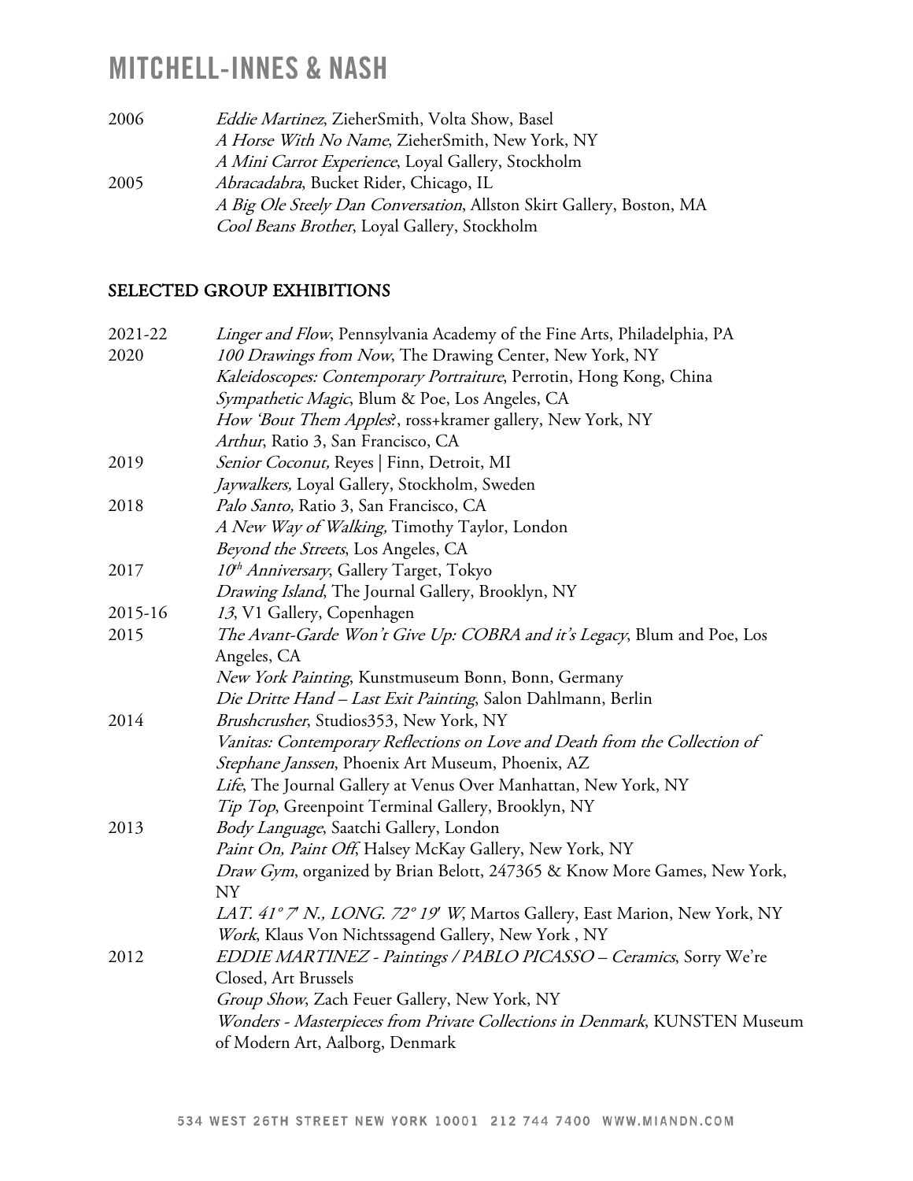| | |
|---|---|
| 2006 | *Eddie Martinez*, ZieherSmith, Volta Show, Basel |
| | *A Horse With No Name*, ZieherSmith, New York, NY |
| | *A Mini Carrot Experience*, Loyal Gallery, Stockholm |
| 2005 | *Abracadabra*, Bucket Rider, Chicago, IL |
| | *A Big Ole Steely Dan Conversation*, Allston Skirt Gallery, Boston, MA |
| | *Cool Beans Brother*, Loyal Gallery, Stockholm |

## SELECTED GROUP EXHIBITIONS

| | |
|---|---|
| 2021-22 | *Linger and Flow*, Pennsylvania Academy of the Fine Arts, Philadelphia, PA |
| 2020 | *100 Drawings from Now*, The Drawing Center, New York, NY |
| | *Kaleidoscopes: Contemporary Portraiture*, Perrotin, Hong Kong, China |
| | *Sympathetic Magic*, Blum & Poe, Los Angeles, CA |
| | *How 'Bout Them Apples?*, ross+kramer gallery, New York, NY |
| | *Arthur*, Ratio 3, San Francisco, CA |
| 2019 | *Senior Coconut,* Reyes \| Finn, Detroit, MI |
| | *Jaywalkers,* Loyal Gallery, Stockholm, Sweden |
| 2018 | *Palo Santo,* Ratio 3, San Francisco, CA |
| | *A New Way of Walking,* Timothy Taylor, London |
| | *Beyond the Streets*, Los Angeles, CA |
| 2017 | *10th Anniversary*, Gallery Target, Tokyo |
| | *Drawing Island*, The Journal Gallery, Brooklyn, NY |
| 2015-16 | *13*, V1 Gallery, Copenhagen |
| 2015 | *The Avant-Garde Won't Give Up: COBRA and it's Legacy*, Blum and Poe, Los Angeles, CA |
| | *New York Painting*, Kunstmuseum Bonn, Bonn, Germany |
| | *Die Dritte Hand – Last Exit Painting*, Salon Dahlmann, Berlin |
| 2014 | *Brushcrusher*, Studios353, New York, NY |
| | *Vanitas: Contemporary Reflections on Love and Death from the Collection of Stephane Janssen*, Phoenix Art Museum, Phoenix, AZ |
| | *Life*, The Journal Gallery at Venus Over Manhattan, New York, NY |
| | *Tip Top*, Greenpoint Terminal Gallery, Brooklyn, NY |
| 2013 | *Body Language*, Saatchi Gallery, London |
| | *Paint On, Paint Off*, Halsey McKay Gallery, New York, NY |
| | *Draw Gym*, organized by Brian Belott, 247365 & Know More Games, New York, NY |
| | *LAT. 41° 7' N., LONG. 72° 19' W*, Martos Gallery, East Marion, New York, NY |
| | *Work*, Klaus Von Nichtssagend Gallery, New York , NY |
| 2012 | *EDDIE MARTINEZ - Paintings / PABLO PICASSO – Ceramics*, Sorry We're Closed, Art Brussels |
| | *Group Show*, Zach Feuer Gallery, New York, NY |
| | *Wonders - Masterpieces from Private Collections in Denmark*, KUNSTEN Museum of Modern Art, Aalborg, Denmark |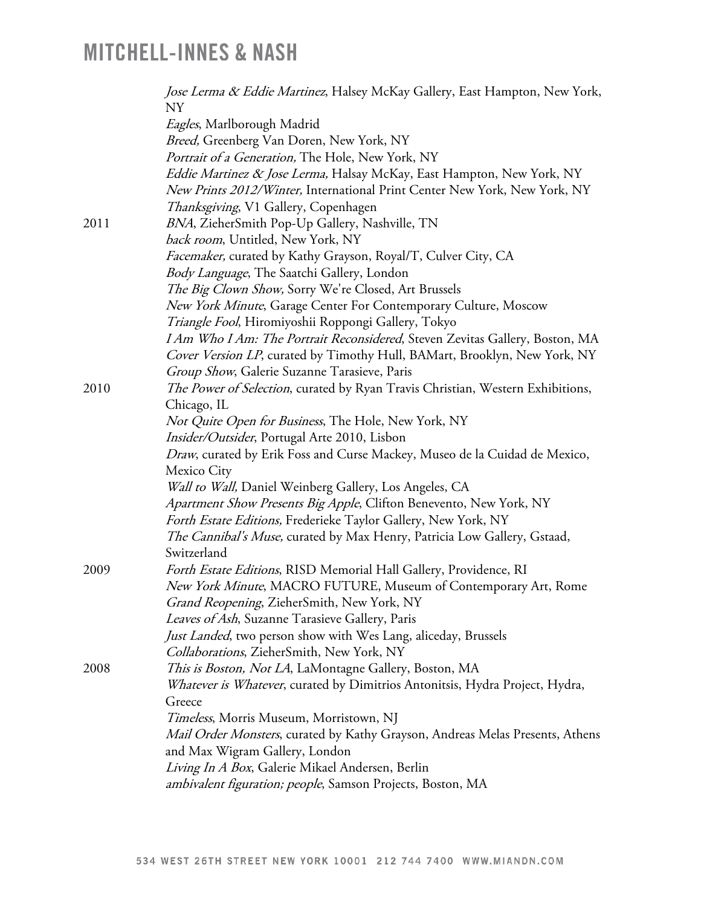*Jose Lerma & Eddie Martinez*, Halsey McKay Gallery, East Hampton, New York, NY
*Eagles*, Marlborough Madrid
*Breed,* Greenberg Van Doren, New York, NY
*Portrait of a Generation,* The Hole, New York, NY
*Eddie Martinez & Jose Lerma,* Halsay McKay, East Hampton, New York, NY
*New Prints 2012/Winter,* International Print Center New York, New York, NY
*Thanksgiving*, V1 Gallery, Copenhagen

2011
*BNA*, ZieherSmith Pop-Up Gallery, Nashville, TN
*back room*, Untitled, New York, NY
*Facemaker,* curated by Kathy Grayson, Royal/T, Culver City, CA
*Body Language*, The Saatchi Gallery, London
*The Big Clown Show,* Sorry We're Closed, Art Brussels
*New York Minute*, Garage Center For Contemporary Culture, Moscow
*Triangle Fool*, Hiromiyoshii Roppongi Gallery, Tokyo
*I Am Who I Am: The Portrait Reconsidered*, Steven Zevitas Gallery, Boston, MA
*Cover Version LP*, curated by Timothy Hull, BAMart, Brooklyn, New York, NY
*Group Show*, Galerie Suzanne Tarasieve, Paris

2010
*The Power of Selection*, curated by Ryan Travis Christian, Western Exhibitions, Chicago, IL
*Not Quite Open for Business*, The Hole, New York, NY
*Insider/Outsider*, Portugal Arte 2010, Lisbon
*Draw*, curated by Erik Foss and Curse Mackey, Museo de la Cuidad de Mexico, Mexico City
*Wall to Wall,* Daniel Weinberg Gallery, Los Angeles, CA
*Apartment Show Presents Big Apple*, Clifton Benevento, New York, NY
*Forth Estate Editions,* Frederieke Taylor Gallery, New York, NY
*The Cannibal's Muse,* curated by Max Henry, Patricia Low Gallery, Gstaad, Switzerland

2009
*Forth Estate Editions*, RISD Memorial Hall Gallery, Providence, RI
*New York Minute*, MACRO FUTURE, Museum of Contemporary Art, Rome
*Grand Reopening*, ZieherSmith, New York, NY
*Leaves of Ash*, Suzanne Tarasieve Gallery, Paris
*Just Landed*, two person show with Wes Lang, aliceday, Brussels
*Collaborations*, ZieherSmith, New York, NY

2008
*This is Boston, Not LA*, LaMontagne Gallery, Boston, MA
*Whatever is Whatever*, curated by Dimitrios Antonitsis, Hydra Project, Hydra, Greece
*Timeless*, Morris Museum, Morristown, NJ
*Mail Order Monsters*, curated by Kathy Grayson, Andreas Melas Presents, Athens and Max Wigram Gallery, London
*Living In A Box*, Galerie Mikael Andersen, Berlin
*ambivalent figuration; people*, Samson Projects, Boston, MA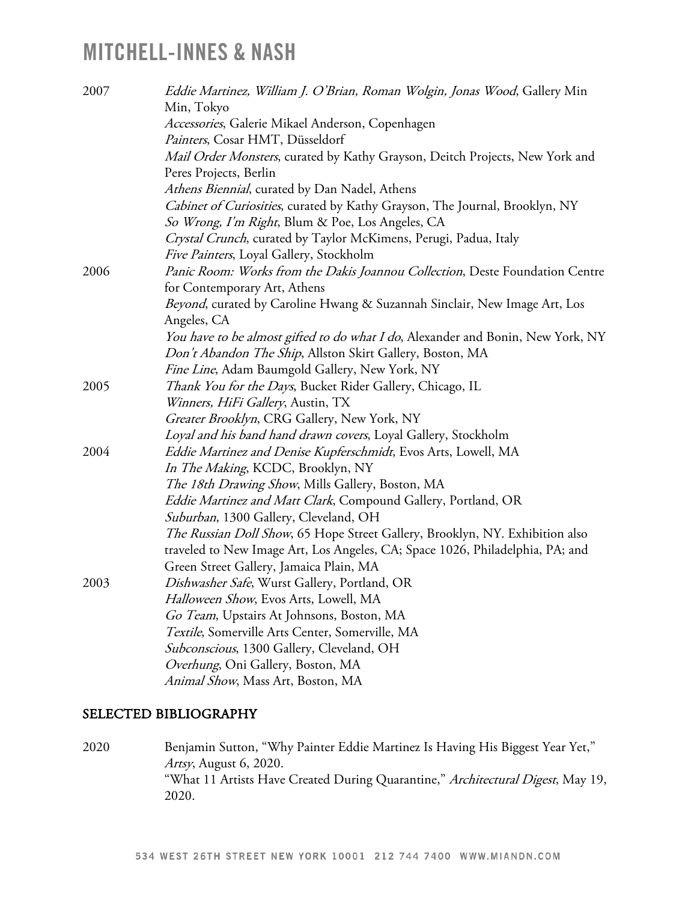2007 *Eddie Martinez, William J. O'Brian, Roman Wolgin, Jonas Wood*, Gallery Min Min, Tokyo
*Accessories*, Galerie Mikael Anderson, Copenhagen
*Painters*, Cosar HMT, Düsseldorf
*Mail Order Monsters*, curated by Kathy Grayson, Deitch Projects, New York and Peres Projects, Berlin
*Athens Biennial*, curated by Dan Nadel, Athens
*Cabinet of Curiosities*, curated by Kathy Grayson, The Journal, Brooklyn, NY
*So Wrong, I'm Right*, Blum & Poe, Los Angeles, CA
*Crystal Crunch*, curated by Taylor McKimens, Perugi, Padua, Italy
*Five Painters*, Loyal Gallery, Stockholm

2006 *Panic Room: Works from the Dakis Joannou Collection*, Deste Foundation Centre for Contemporary Art, Athens
*Beyond*, curated by Caroline Hwang & Suzannah Sinclair, New Image Art, Los Angeles, CA
*You have to be almost gifted to do what I do*, Alexander and Bonin, New York, NY
*Don't Abandon The Ship*, Allston Skirt Gallery, Boston, MA
*Fine Line*, Adam Baumgold Gallery, New York, NY

2005 *Thank You for the Days*, Bucket Rider Gallery, Chicago, IL
*Winners, HiFi Gallery*, Austin, TX
*Greater Brooklyn*, CRG Gallery, New York, NY
*Loyal and his band hand drawn covers*, Loyal Gallery, Stockholm

2004 *Eddie Martinez and Denise Kupferschmidt*, Evos Arts, Lowell, MA
*In The Making*, KCDC, Brooklyn, NY
*The 18th Drawing Show*, Mills Gallery, Boston, MA
*Eddie Martinez and Matt Clark*, Compound Gallery, Portland, OR
*Suburban*, 1300 Gallery, Cleveland, OH
*The Russian Doll Show*, 65 Hope Street Gallery, Brooklyn, NY. Exhibition also traveled to New Image Art, Los Angeles, CA; Space 1026, Philadelphia, PA; and Green Street Gallery, Jamaica Plain, MA

2003 *Dishwasher Safe*, Wurst Gallery, Portland, OR
*Halloween Show*, Evos Arts, Lowell, MA
*Go Team*, Upstairs At Johnsons, Boston, MA
*Textile*, Somerville Arts Center, Somerville, MA
*Subconscious*, 1300 Gallery, Cleveland, OH
*Overhung*, Oni Gallery, Boston, MA
*Animal Show*, Mass Art, Boston, MA

## SELECTED BIBLIOGRAPHY

2020 Benjamin Sutton, "Why Painter Eddie Martinez Is Having His Biggest Year Yet," *Artsy*, August 6, 2020.
"What 11 Artists Have Created During Quarantine," *Architectural Digest*, May 19, 2020.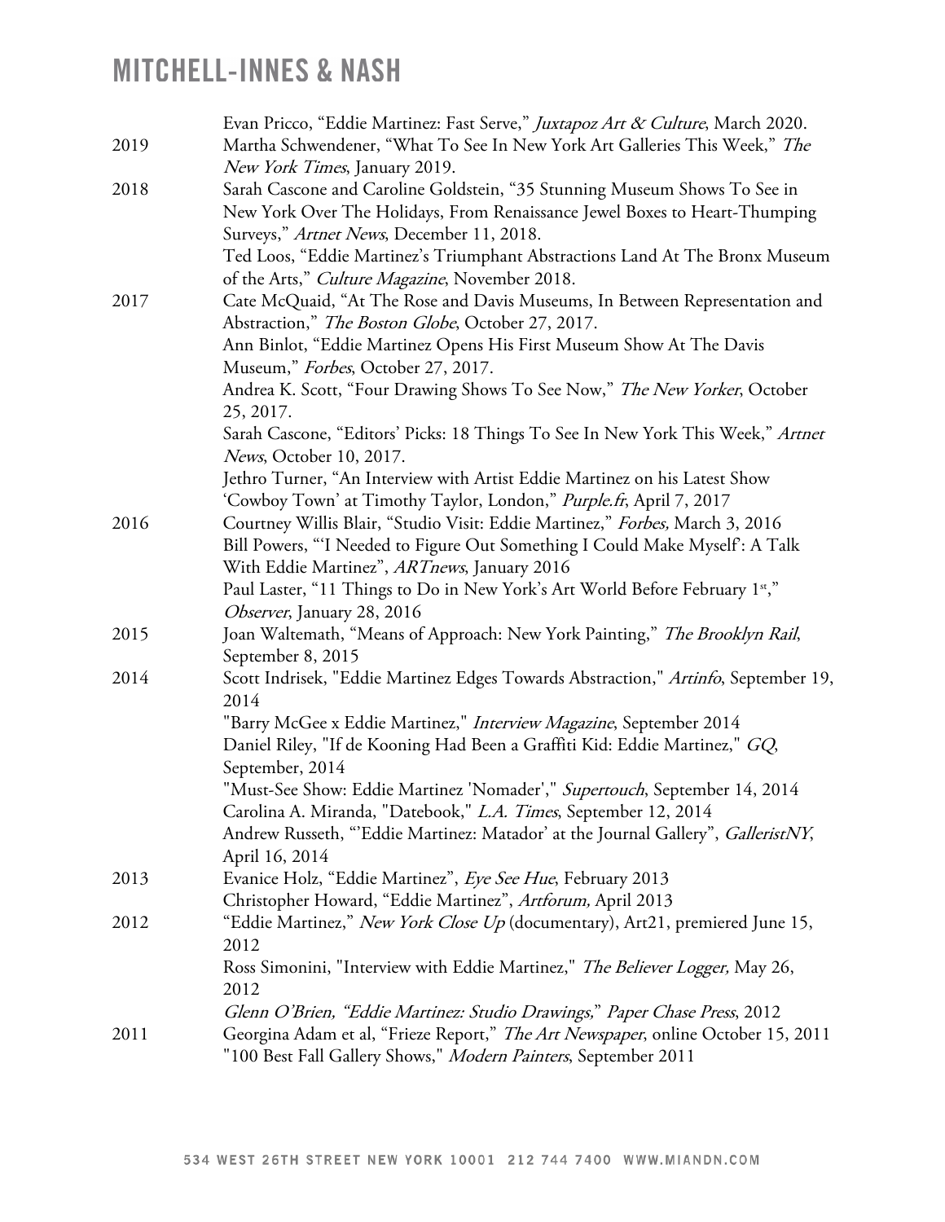Evan Pricco, “Eddie Martinez: Fast Serve,” *Juxtapoz Art & Culture*, March 2020.

2019 Martha Schwendener, “What To See In New York Art Galleries This Week,” *The New York Times*, January 2019.

2018 Sarah Cascone and Caroline Goldstein, “35 Stunning Museum Shows To See in New York Over The Holidays, From Renaissance Jewel Boxes to Heart-Thumping Surveys,” *Artnet News*, December 11, 2018.

Ted Loos, “Eddie Martinez’s Triumphant Abstractions Land At The Bronx Museum of the Arts,” *Culture Magazine*, November 2018.

2017 Cate McQuaid, “At The Rose and Davis Museums, In Between Representation and Abstraction,” *The Boston Globe*, October 27, 2017.

Ann Binlot, “Eddie Martinez Opens His First Museum Show At The Davis Museum,” *Forbes*, October 27, 2017.

Andrea K. Scott, “Four Drawing Shows To See Now,” *The New Yorker*, October 25, 2017.

Sarah Cascone, “Editors’ Picks: 18 Things To See In New York This Week,” *Artnet News*, October 10, 2017.

Jethro Turner, “An Interview with Artist Eddie Martinez on his Latest Show ‘Cowboy Town’ at Timothy Taylor, London,” *Purple.fr*, April 7, 2017

2016 Courtney Willis Blair, “Studio Visit: Eddie Martinez,” *Forbes,* March 3, 2016

Bill Powers, “‘I Needed to Figure Out Something I Could Make Myself’: A Talk With Eddie Martinez”, *ARTnews*, January 2016

Paul Laster, “11 Things to Do in New York’s Art World Before February 1st,” *Observer*, January 28, 2016

2015 Joan Waltemath, “Means of Approach: New York Painting,” *The Brooklyn Rail*, September 8, 2015

2014 Scott Indrisek, "Eddie Martinez Edges Towards Abstraction," *Artinfo*, September 19, 2014

"Barry McGee x Eddie Martinez," *Interview Magazine*, September 2014

Daniel Riley, "If de Kooning Had Been a Graffiti Kid: Eddie Martinez," *GQ*, September, 2014

"Must-See Show: Eddie Martinez 'Nomader'," *Supertouch*, September 14, 2014

Carolina A. Miranda, "Datebook," *L.A. Times*, September 12, 2014

Andrew Russeth, “‘Eddie Martinez: Matador’ at the Journal Gallery”, *GalleristNY*, April 16, 2014

2013 Evanice Holz, “Eddie Martinez”, *Eye See Hue*, February 2013

Christopher Howard, “Eddie Martinez”, *Artforum,* April 2013

2012 “Eddie Martinez,” *New York Close Up* (documentary), Art21, premiered June 15, 2012

Ross Simonini, "Interview with Eddie Martinez," *The Believer Logger,* May 26, 2012

*Glenn O’Brien, “Eddie Martinez: Studio Drawings,”* *Paper Chase Press*, 2012

2011 Georgina Adam et al, “Frieze Report,” *The Art Newspaper*, online October 15, 2011

"100 Best Fall Gallery Shows," *Modern Painters*, September 2011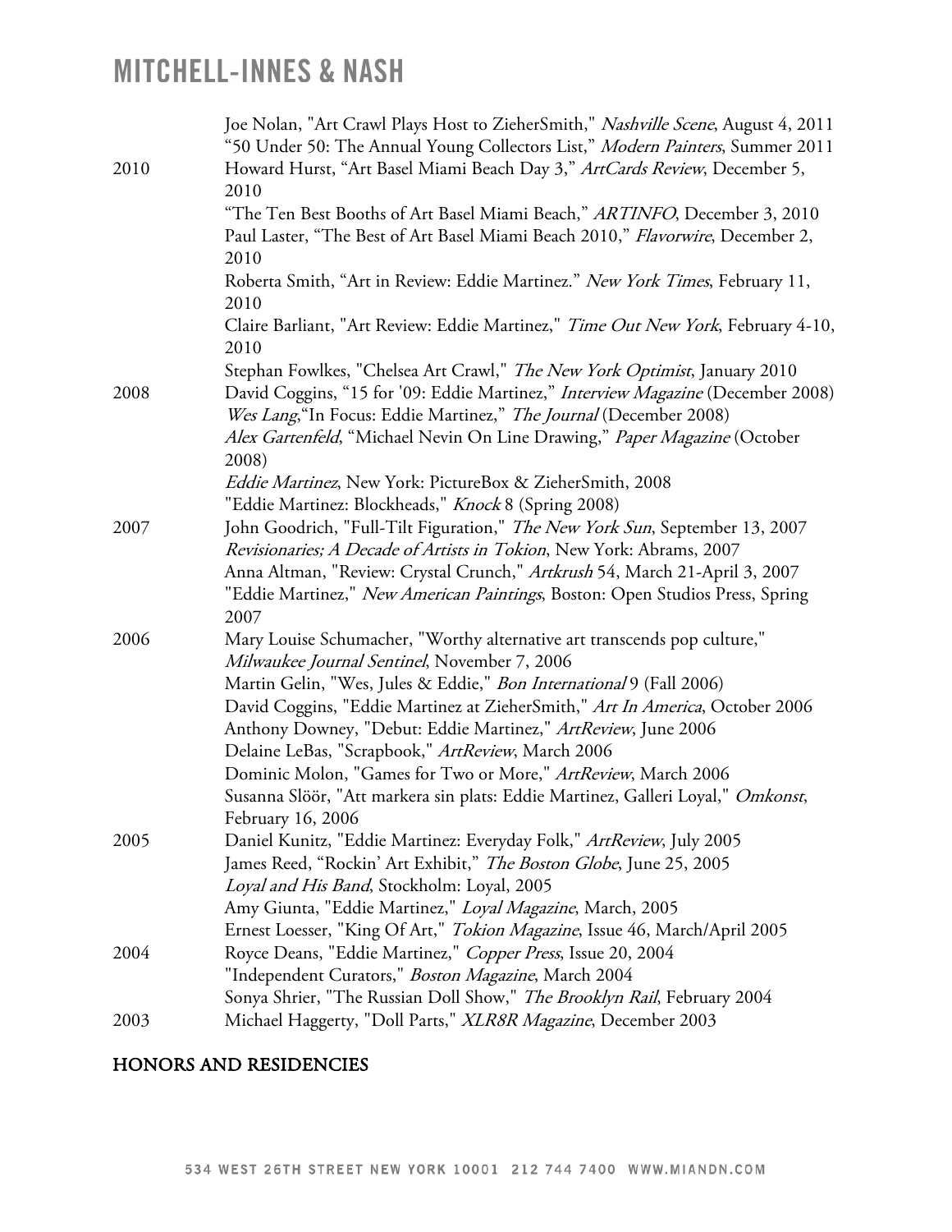| | |
|---|---|
| | Joe Nolan, "Art Crawl Plays Host to ZieherSmith," *Nashville Scene*, August 4, 2011 |
| | "50 Under 50: The Annual Young Collectors List," *Modern Painters*, Summer 2011 |
| 2010 | Howard Hurst, "Art Basel Miami Beach Day 3," *ArtCards Review*, December 5, 2010 |
| | "The Ten Best Booths of Art Basel Miami Beach," *ARTINFO*, December 3, 2010 |
| | Paul Laster, "The Best of Art Basel Miami Beach 2010," *Flavorwire*, December 2, 2010 |
| | Roberta Smith, "Art in Review: Eddie Martinez." *New York Times*, February 11, 2010 |
| | Claire Barliant, "Art Review: Eddie Martinez," *Time Out New York*, February 4-10, 2010 |
| | Stephan Fowlkes, "Chelsea Art Crawl," *The New York Optimist*, January 2010 |
| 2008 | David Coggins, "15 for '09: Eddie Martinez," *Interview Magazine* (December 2008) |
| | *Wes Lang*,"In Focus: Eddie Martinez," *The Journal* (December 2008) |
| | *Alex Gartenfeld*, "Michael Nevin On Line Drawing," *Paper Magazine* (October 2008) |
| | *Eddie Martinez*, New York: PictureBox & ZieherSmith, 2008 |
| | "Eddie Martinez: Blockheads," *Knock* 8 (Spring 2008) |
| 2007 | John Goodrich, "Full-Tilt Figuration," *The New York Sun*, September 13, 2007 |
| | *Revisionaries; A Decade of Artists in Tokion*, New York: Abrams, 2007 |
| | Anna Altman, "Review: Crystal Crunch," *Artkrush* 54, March 21-April 3, 2007 |
| | "Eddie Martinez," *New American Paintings*, Boston: Open Studios Press, Spring 2007 |
| 2006 | Mary Louise Schumacher, "Worthy alternative art transcends pop culture," *Milwaukee Journal Sentinel*, November 7, 2006 |
| | Martin Gelin, "Wes, Jules & Eddie," *Bon International* 9 (Fall 2006) |
| | David Coggins, "Eddie Martinez at ZieherSmith," *Art In America*, October 2006 |
| | Anthony Downey, "Debut: Eddie Martinez," *ArtReview*, June 2006 |
| | Delaine LeBas, "Scrapbook," *ArtReview*, March 2006 |
| | Dominic Molon, "Games for Two or More," *ArtReview*, March 2006 |
| | Susanna Slöör, "Att markera sin plats: Eddie Martinez, Galleri Loyal," *Omkonst*, February 16, 2006 |
| 2005 | Daniel Kunitz, "Eddie Martinez: Everyday Folk," *ArtReview*, July 2005 |
| | James Reed, "Rockin' Art Exhibit," *The Boston Globe*, June 25, 2005 |
| | *Loyal and His Band*, Stockholm: Loyal, 2005 |
| | Amy Giunta, "Eddie Martinez," *Loyal Magazine*, March, 2005 |
| | Ernest Loesser, "King Of Art," *Tokion Magazine*, Issue 46, March/April 2005 |
| 2004 | Royce Deans, "Eddie Martinez," *Copper Press*, Issue 20, 2004 |
| | "Independent Curators," *Boston Magazine*, March 2004 |
| | Sonya Shrier, "The Russian Doll Show," *The Brooklyn Rail*, February 2004 |
| 2003 | Michael Haggerty, "Doll Parts," *XLR8R Magazine*, December 2003 |

## HONORS AND RESIDENCIES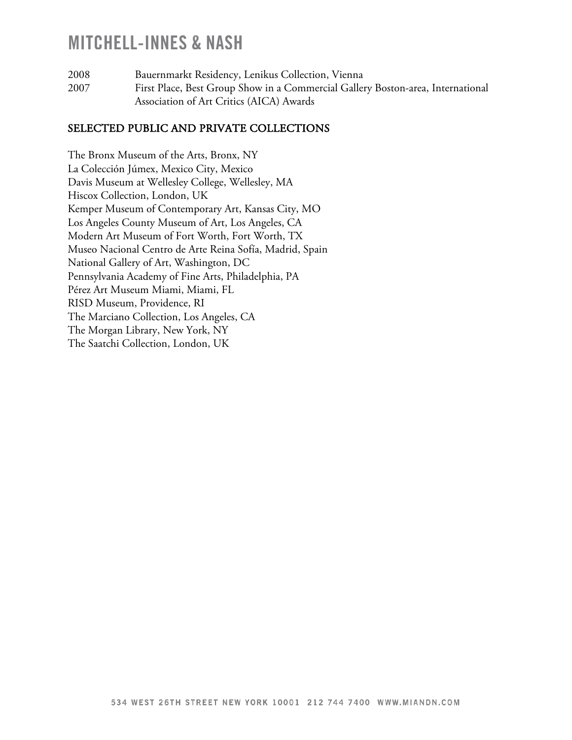| | |
|---|---|
| 2008 | Bauernmarkt Residency, Lenikus Collection, Vienna |
| 2007 | First Place, Best Group Show in a Commercial Gallery Boston-area, International Association of Art Critics (AICA) Awards |

## SELECTED PUBLIC AND PRIVATE COLLECTIONS

The Bronx Museum of the Arts, Bronx, NY
La Colección Júmex, Mexico City, Mexico
Davis Museum at Wellesley College, Wellesley, MA
Hiscox Collection, London, UK
Kemper Museum of Contemporary Art, Kansas City, MO
Los Angeles County Museum of Art, Los Angeles, CA
Modern Art Museum of Fort Worth, Fort Worth, TX
Museo Nacional Centro de Arte Reina Sofía, Madrid, Spain
National Gallery of Art, Washington, DC
Pennsylvania Academy of Fine Arts, Philadelphia, PA
Pérez Art Museum Miami, Miami, FL
RISD Museum, Providence, RI
The Marciano Collection, Los Angeles, CA
The Morgan Library, New York, NY
The Saatchi Collection, London, UK